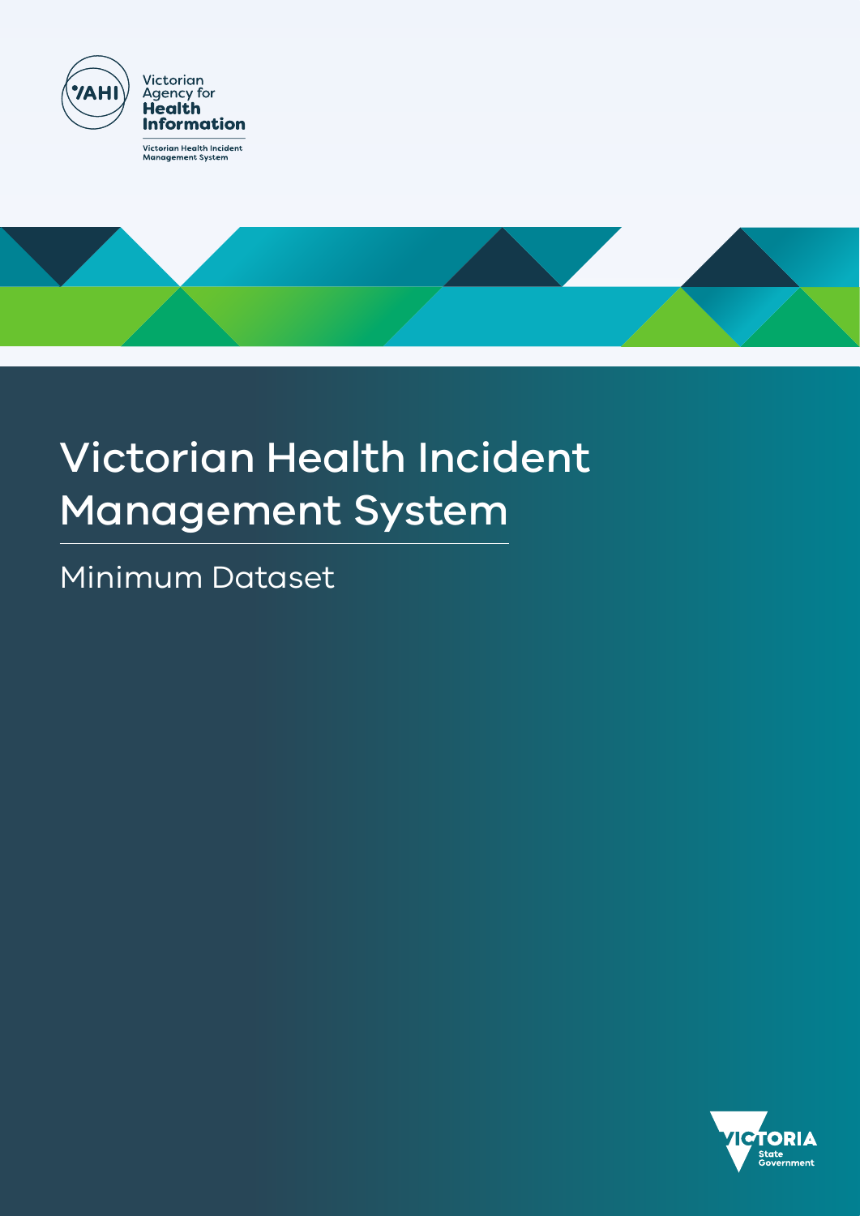Victorian Agency for Health Information

Victorian Health Incident Management System

# Victorian Health Incident Management System

## Minimum Dataset

VICTORIA State Government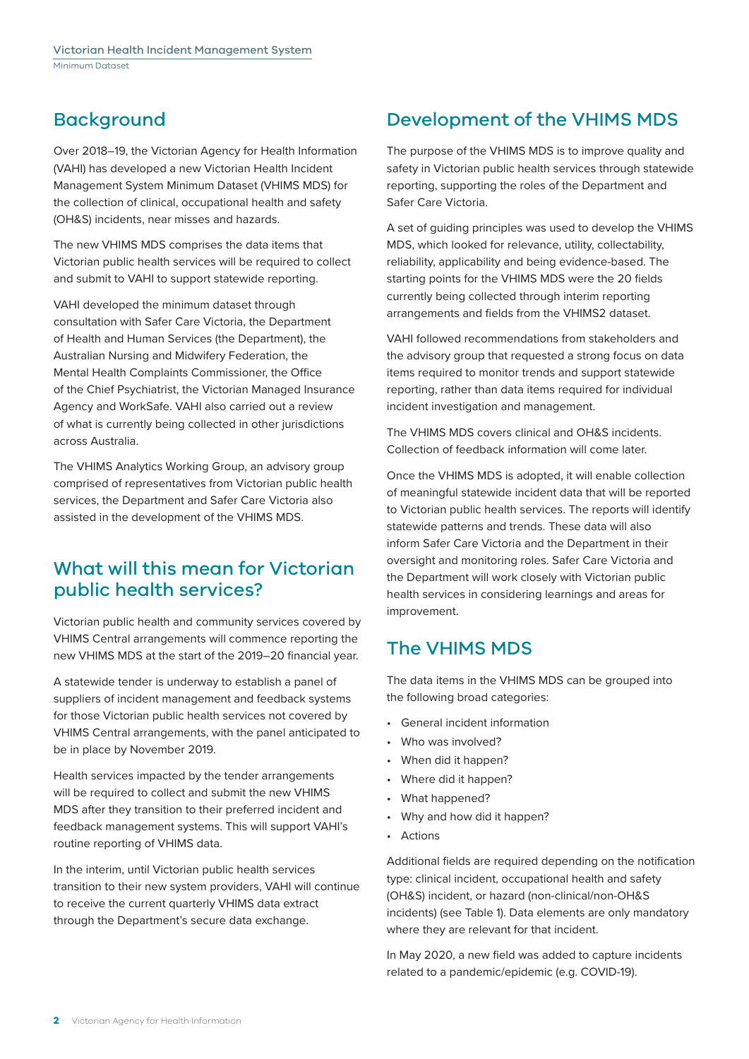## Background

Over 2018–19, the Victorian Agency for Health Information (VAHI) has developed a new Victorian Health Incident Management System Minimum Dataset (VHIMS MDS) for the collection of clinical, occupational health and safety (OH&S) incidents, near misses and hazards.

The new VHIMS MDS comprises the data items that Victorian public health services will be required to collect and submit to VAHI to support statewide reporting.

VAHI developed the minimum dataset through consultation with Safer Care Victoria, the Department of Health and Human Services (the Department), the Australian Nursing and Midwifery Federation, the Mental Health Complaints Commissioner, the Office of the Chief Psychiatrist, the Victorian Managed Insurance Agency and WorkSafe. VAHI also carried out a review of what is currently being collected in other jurisdictions across Australia.

The VHIMS Analytics Working Group, an advisory group comprised of representatives from Victorian public health services, the Department and Safer Care Victoria also assisted in the development of the VHIMS MDS.

## What will this mean for Victorian public health services?

Victorian public health and community services covered by VHIMS Central arrangements will commence reporting the new VHIMS MDS at the start of the 2019–20 financial year.

A statewide tender is underway to establish a panel of suppliers of incident management and feedback systems for those Victorian public health services not covered by VHIMS Central arrangements, with the panel anticipated to be in place by November 2019.

Health services impacted by the tender arrangements will be required to collect and submit the new VHIMS MDS after they transition to their preferred incident and feedback management systems. This will support VAHI's routine reporting of VHIMS data.

In the interim, until Victorian public health services transition to their new system providers, VAHI will continue to receive the current quarterly VHIMS data extract through the Department's secure data exchange.

## Development of the VHIMS MDS

The purpose of the VHIMS MDS is to improve quality and safety in Victorian public health services through statewide reporting, supporting the roles of the Department and Safer Care Victoria.

A set of guiding principles was used to develop the VHIMS MDS, which looked for relevance, utility, collectability, reliability, applicability and being evidence-based. The starting points for the VHIMS MDS were the 20 fields currently being collected through interim reporting arrangements and fields from the VHIMS2 dataset.

VAHI followed recommendations from stakeholders and the advisory group that requested a strong focus on data items required to monitor trends and support statewide reporting, rather than data items required for individual incident investigation and management.

The VHIMS MDS covers clinical and OH&S incidents. Collection of feedback information will come later.

Once the VHIMS MDS is adopted, it will enable collection of meaningful statewide incident data that will be reported to Victorian public health services. The reports will identify statewide patterns and trends. These data will also inform Safer Care Victoria and the Department in their oversight and monitoring roles. Safer Care Victoria and the Department will work closely with Victorian public health services in considering learnings and areas for improvement.

## The VHIMS MDS

The data items in the VHIMS MDS can be grouped into the following broad categories:

- General incident information
- Who was involved?
- When did it happen?
- Where did it happen?
- What happened?
- Why and how did it happen?
- Actions

Additional fields are required depending on the notification type: clinical incident, occupational health and safety (OH&S) incident, or hazard (non-clinical/non-OH&S incidents) (see Table 1). Data elements are only mandatory where they are relevant for that incident.

In May 2020, a new field was added to capture incidents related to a pandemic/epidemic (e.g. COVID-19).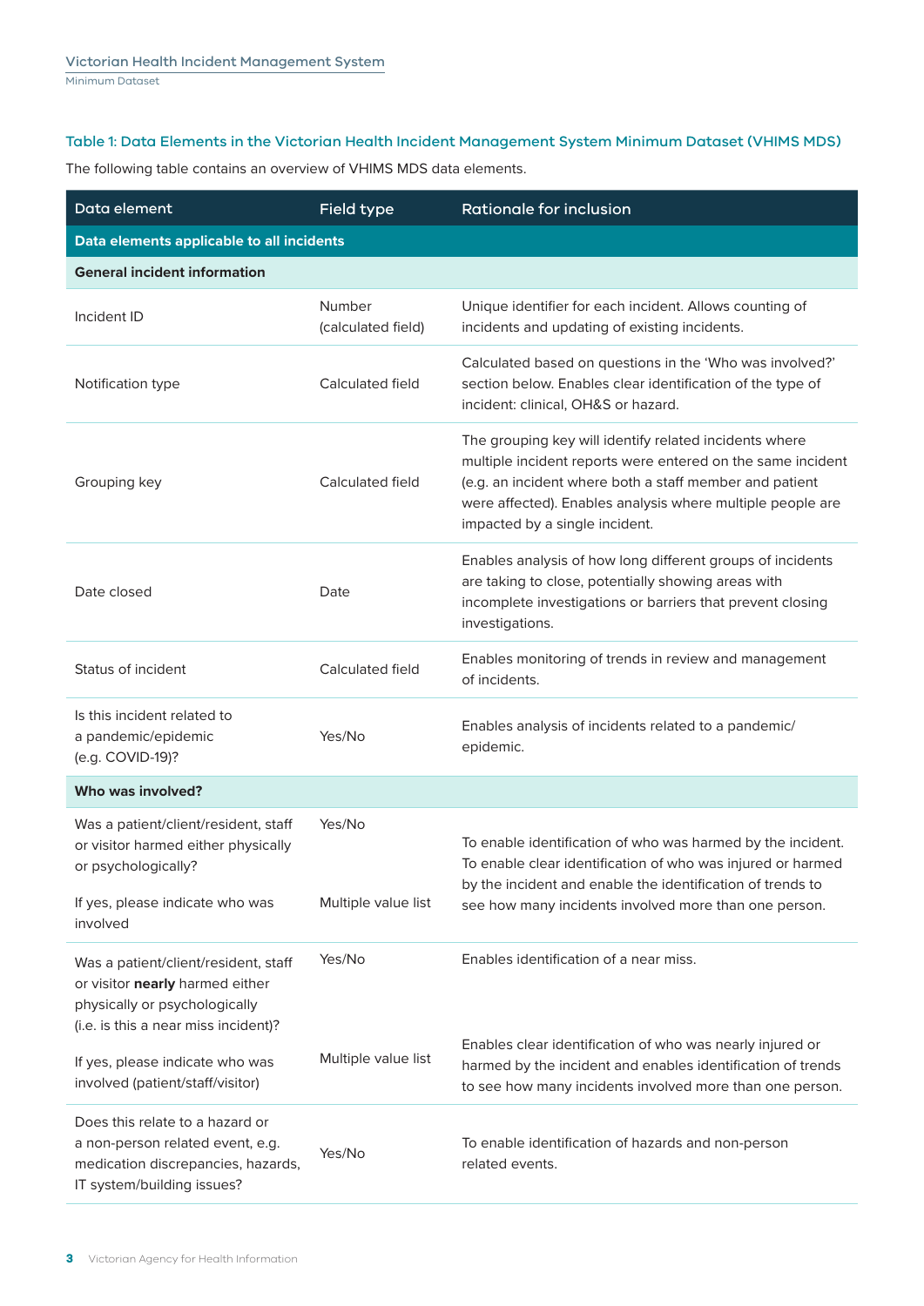### Table 1: Data Elements in the Victorian Health Incident Management System Minimum Dataset (VHIMS MDS)

The following table contains an overview of VHIMS MDS data elements.

| Data element | Field type | Rationale for inclusion |
|---|---|---|
| **Data elements applicable to all incidents** | | |
| **General incident information** | | |
| Incident ID | Number (calculated field) | Unique identifier for each incident. Allows counting of incidents and updating of existing incidents. |
| Notification type | Calculated field | Calculated based on questions in the 'Who was involved?' section below. Enables clear identification of the type of incident: clinical, OH&S or hazard. |
| Grouping key | Calculated field | The grouping key will identify related incidents where multiple incident reports were entered on the same incident (e.g. an incident where both a staff member and patient were affected). Enables analysis where multiple people are impacted by a single incident. |
| Date closed | Date | Enables analysis of how long different groups of incidents are taking to close, potentially showing areas with incomplete investigations or barriers that prevent closing investigations. |
| Status of incident | Calculated field | Enables monitoring of trends in review and management of incidents. |
| Is this incident related to a pandemic/epidemic (e.g. COVID-19)? | Yes/No | Enables analysis of incidents related to a pandemic/ epidemic. |
| **Who was involved?** | | |
| Was a patient/client/resident, staff or visitor harmed either physically or psychologically? | Yes/No | To enable identification of who was harmed by the incident. To enable clear identification of who was injured or harmed by the incident and enable the identification of trends to see how many incidents involved more than one person. |
| If yes, please indicate who was involved | Multiple value list | |
| Was a patient/client/resident, staff or visitor **nearly** harmed either physically or psychologically (i.e. is this a near miss incident)? | Yes/No | Enables identification of a near miss. |
| If yes, please indicate who was involved (patient/staff/visitor) | Multiple value list | Enables clear identification of who was nearly injured or harmed by the incident and enables identification of trends to see how many incidents involved more than one person. |
| Does this relate to a hazard or a non-person related event, e.g. medication discrepancies, hazards, IT system/building issues? | Yes/No | To enable identification of hazards and non-person related events. |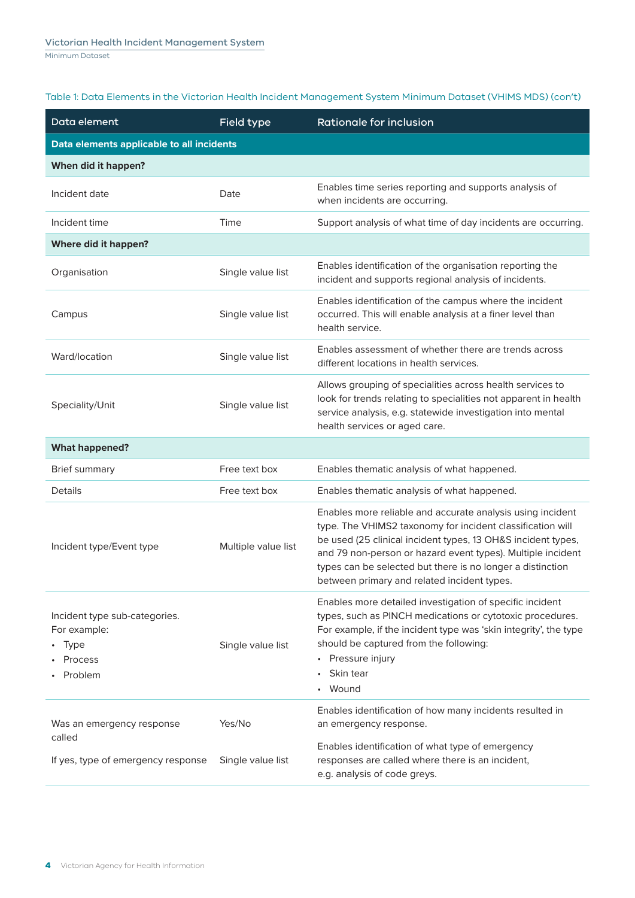Table 1: Data Elements in the Victorian Health Incident Management System Minimum Dataset (VHIMS MDS) (con't)

| Data element | Field type | Rationale for inclusion |
|---|---|---|
| **Data elements applicable to all incidents** | | |
| **When did it happen?** | | |
| Incident date | Date | Enables time series reporting and supports analysis of when incidents are occurring. |
| Incident time | Time | Support analysis of what time of day incidents are occurring. |
| **Where did it happen?** | | |
| Organisation | Single value list | Enables identification of the organisation reporting the incident and supports regional analysis of incidents. |
| Campus | Single value list | Enables identification of the campus where the incident occurred. This will enable analysis at a finer level than health service. |
| Ward/location | Single value list | Enables assessment of whether there are trends across different locations in health services. |
| Speciality/Unit | Single value list | Allows grouping of specialities across health services to look for trends relating to specialities not apparent in health service analysis, e.g. statewide investigation into mental health services or aged care. |
| **What happened?** | | |
| Brief summary | Free text box | Enables thematic analysis of what happened. |
| Details | Free text box | Enables thematic analysis of what happened. |
| Incident type/Event type | Multiple value list | Enables more reliable and accurate analysis using incident type. The VHIMS2 taxonomy for incident classification will be used (25 clinical incident types, 13 OH&S incident types, and 79 non-person or hazard event types). Multiple incident types can be selected but there is no longer a distinction between primary and related incident types. |
| Incident type sub-categories. For example:<br>• Type<br>• Process<br>• Problem | Single value list | Enables more detailed investigation of specific incident types, such as PINCH medications or cytotoxic procedures. For example, if the incident type was 'skin integrity', the type should be captured from the following:<br>• Pressure injury<br>• Skin tear<br>• Wound |
| Was an emergency response called | Yes/No | Enables identification of how many incidents resulted in an emergency response. |
| If yes, type of emergency response | Single value list | Enables identification of what type of emergency responses are called where there is an incident, e.g. analysis of code greys. |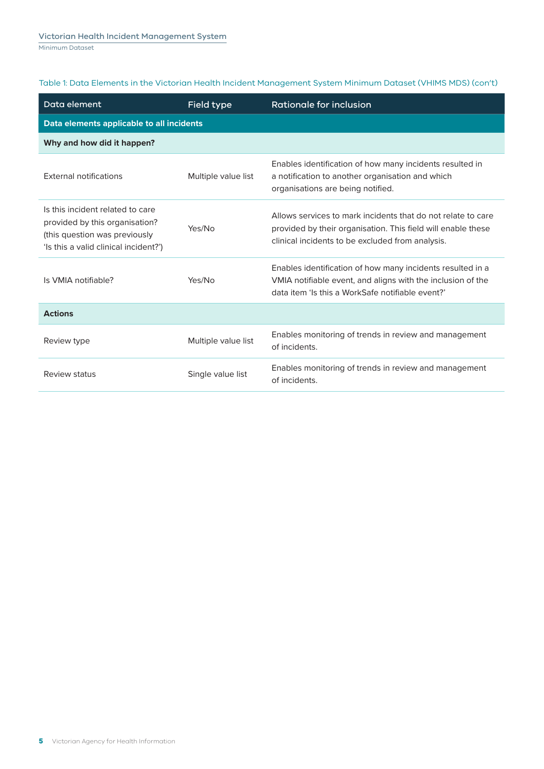Table 1: Data Elements in the Victorian Health Incident Management System Minimum Dataset (VHIMS MDS) (con't)

| Data element | Field type | Rationale for inclusion |
|---|---|---|
| **Data elements applicable to all incidents** | | |
| **Why and how did it happen?** | | |
| External notifications | Multiple value list | Enables identification of how many incidents resulted in a notification to another organisation and which organisations are being notified. |
| Is this incident related to care provided by this organisation? (this question was previously 'Is this a valid clinical incident?') | Yes/No | Allows services to mark incidents that do not relate to care provided by their organisation. This field will enable these clinical incidents to be excluded from analysis. |
| Is VMIA notifiable? | Yes/No | Enables identification of how many incidents resulted in a VMIA notifiable event, and aligns with the inclusion of the data item 'Is this a WorkSafe notifiable event?' |
| **Actions** | | |
| Review type | Multiple value list | Enables monitoring of trends in review and management of incidents. |
| Review status | Single value list | Enables monitoring of trends in review and management of incidents. |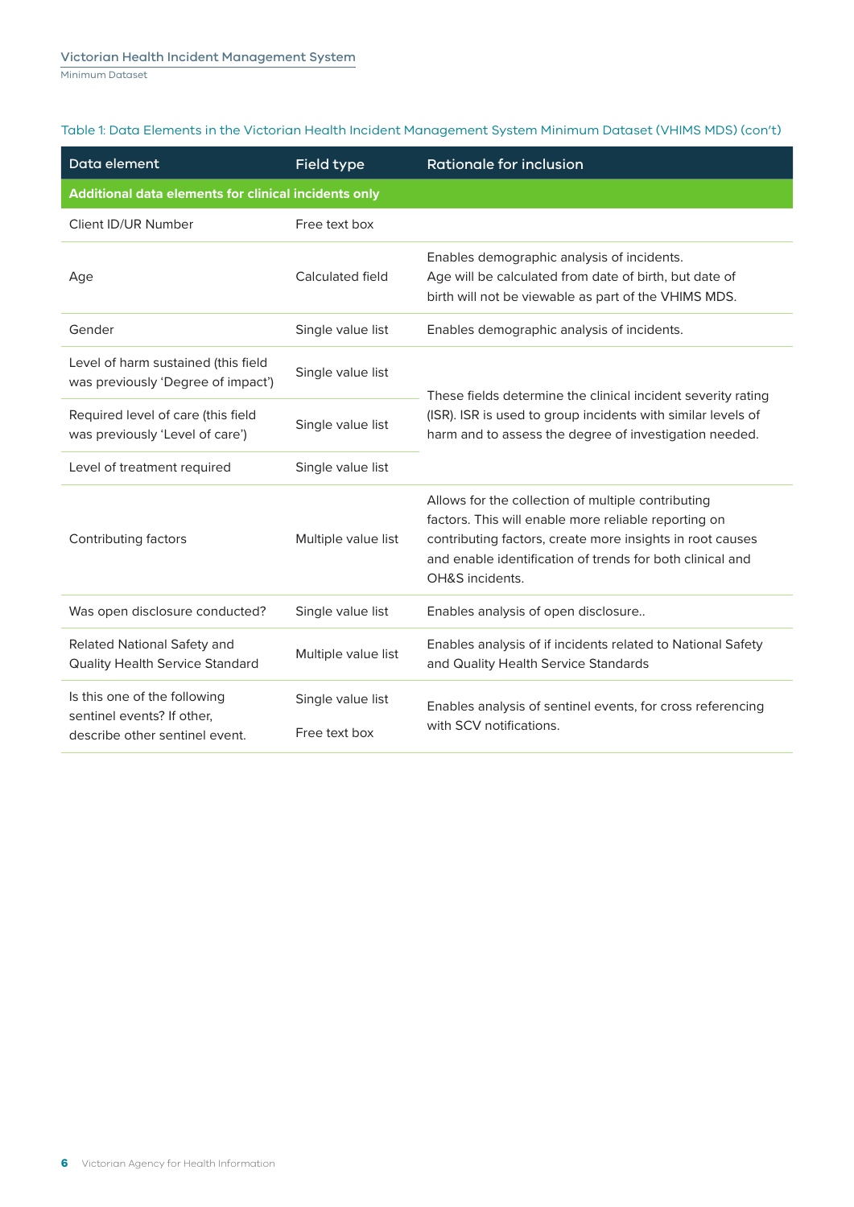Table 1: Data Elements in the Victorian Health Incident Management System Minimum Dataset (VHIMS MDS) (con't)

| Data element | Field type | Rationale for inclusion |
|---|---|---|
| **Additional data elements for clinical incidents only** | | |
| Client ID/UR Number | Free text box | |
| Age | Calculated field | Enables demographic analysis of incidents. Age will be calculated from date of birth, but date of birth will not be viewable as part of the VHIMS MDS. |
| Gender | Single value list | Enables demographic analysis of incidents. |
| Level of harm sustained (this field was previously 'Degree of impact') | Single value list | These fields determine the clinical incident severity rating (ISR). ISR is used to group incidents with similar levels of harm and to assess the degree of investigation needed. |
| Required level of care (this field was previously 'Level of care') | Single value list | |
| Level of treatment required | Single value list | |
| Contributing factors | Multiple value list | Allows for the collection of multiple contributing factors. This will enable more reliable reporting on contributing factors, create more insights in root causes and enable identification of trends for both clinical and OH&S incidents. |
| Was open disclosure conducted? | Single value list | Enables analysis of open disclosure.. |
| Related National Safety and Quality Health Service Standard | Multiple value list | Enables analysis of if incidents related to National Safety and Quality Health Service Standards |
| Is this one of the following sentinel events? If other, describe other sentinel event. | Single value list<br>Free text box | Enables analysis of sentinel events, for cross referencing with SCV notifications. |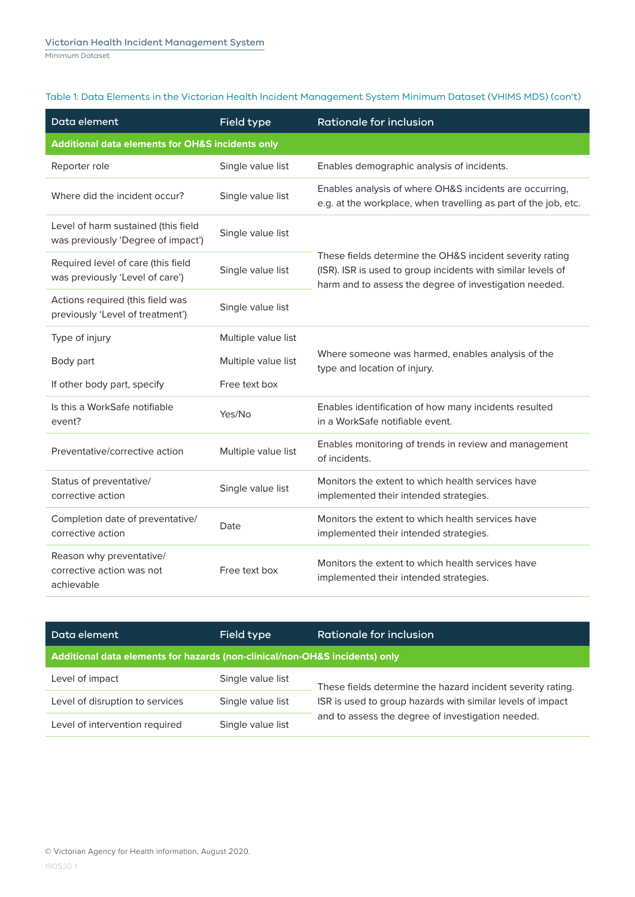Table 1: Data Elements in the Victorian Health Incident Management System Minimum Dataset (VHIMS MDS) (con't)

| Data element | Field type | Rationale for inclusion |
|---|---|---|
| **Additional data elements for OH&S incidents only** | | |
| Reporter role | Single value list | Enables demographic analysis of incidents. |
| Where did the incident occur? | Single value list | Enables analysis of where OH&S incidents are occurring, e.g. at the workplace, when travelling as part of the job, etc. |
| Level of harm sustained (this field was previously 'Degree of impact') | Single value list | These fields determine the OH&S incident severity rating (ISR). ISR is used to group incidents with similar levels of harm and to assess the degree of investigation needed. |
| Required level of care (this field was previously 'Level of care') | Single value list | |
| Actions required (this field was previously 'Level of treatment') | Single value list | |
| Type of injury | Multiple value list | Where someone was harmed, enables analysis of the type and location of injury. |
| Body part | Multiple value list | |
| If other body part, specify | Free text box | |
| Is this a WorkSafe notifiable event? | Yes/No | Enables identification of how many incidents resulted in a WorkSafe notifiable event. |
| Preventative/corrective action | Multiple value list | Enables monitoring of trends in review and management of incidents. |
| Status of preventative/ corrective action | Single value list | Monitors the extent to which health services have implemented their intended strategies. |
| Completion date of preventative/ corrective action | Date | Monitors the extent to which health services have implemented their intended strategies. |
| Reason why preventative/ corrective action was not achievable | Free text box | Monitors the extent to which health services have implemented their intended strategies. |

| Data element | Field type | Rationale for inclusion |
|---|---|---|
| **Additional data elements for hazards (non-clinical/non-OH&S incidents) only** | | |
| Level of impact | Single value list | These fields determine the hazard incident severity rating. ISR is used to group hazards with similar levels of impact and to assess the degree of investigation needed. |
| Level of disruption to services | Single value list | |
| Level of intervention required | Single value list | |

© Victorian Agency for Health information, August 2020.

190530-1